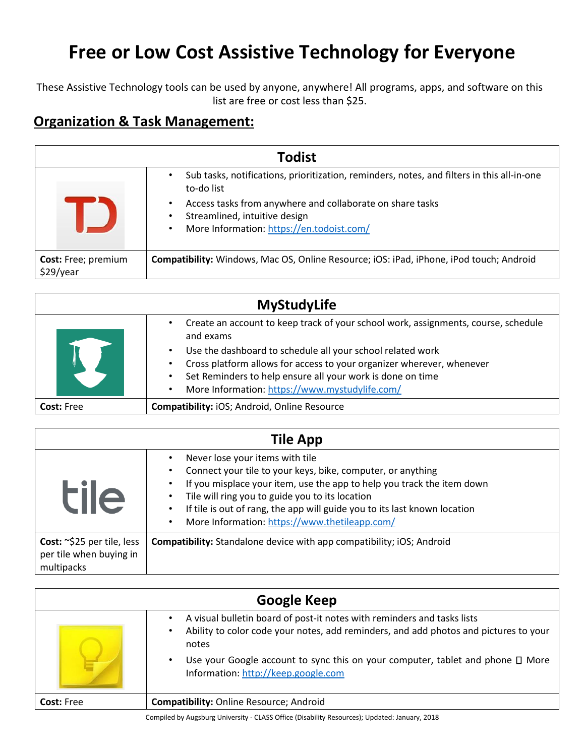# Free or Low Cost Assistive Technology for Everyone

These Assistive Technology tools can be used by anyone, anywhere! All programs, apps, and software on this list are free or cost less than $25.

## Organization & Task Management:

| Todist | |
|---|---|
| | • Sub tasks, notifications, prioritization, reminders, notes, and filters in this all-in-one to-do list<br>• Access tasks from anywhere and collaborate on share tasks<br>• Streamlined, intuitive design<br>• More Information: https://en.todoist.com/ |
| **Cost:** Free; premium $29/year | **Compatibility:** Windows, Mac OS, Online Resource; iOS: iPad, iPhone, iPod touch; Android |

| MyStudyLife | |
|---|---|
| | • Create an account to keep track of your school work, assignments, course, schedule and exams<br>• Use the dashboard to schedule all your school related work<br>• Cross platform allows for access to your organizer wherever, whenever<br>• Set Reminders to help ensure all your work is done on time<br>• More Information: https://www.mystudylife.com/ |
| **Cost:** Free | **Compatibility:** iOS; Android, Online Resource |

| Tile App | |
|---|---|
| | • Never lose your items with tile<br>• Connect your tile to your keys, bike, computer, or anything<br>• If you misplace your item, use the app to help you track the item down<br>• Tile will ring you to guide you to its location<br>• If tile is out of rang, the app will guide you to its last known location<br>• More Information: https://www.thetileapp.com/ |
| **Cost:** ~$25 per tile, less per tile when buying in multipacks | **Compatibility:** Standalone device with app compatibility; iOS; Android |

| Google Keep | |
|---|---|
| | • A visual bulletin board of post-it notes with reminders and tasks lists<br>• Ability to color code your notes, add reminders, and add photos and pictures to your notes<br>• Use your Google account to sync this on your computer, tablet and phone  More Information: http://keep.google.com |
| **Cost:** Free | **Compatibility:** Online Resource; Android |

Compiled by Augsburg University - CLASS Office (Disability Resources); Updated: January, 2018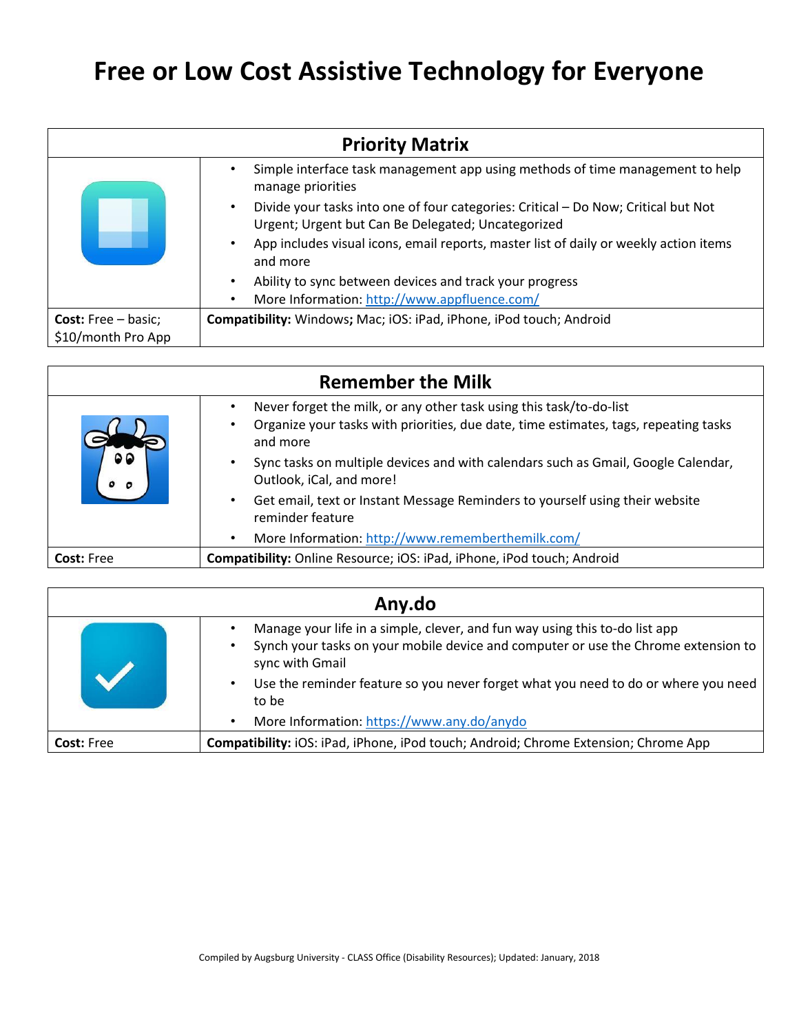# Free or Low Cost Assistive Technology for Everyone

## Priority Matrix

- Simple interface task management app using methods of time management to help manage priorities
- Divide your tasks into one of four categories: Critical – Do Now; Critical but Not Urgent; Urgent but Can Be Delegated; Uncategorized
- App includes visual icons, email reports, master list of daily or weekly action items and more
- Ability to sync between devices and track your progress
- More Information: http://www.appfluence.com/

| **Cost:** Free – basic; $10/month Pro App | **Compatibility:** Windows; Mac; iOS: iPad, iPhone, iPod touch; Android |
|---|---|

## Remember the Milk

- Never forget the milk, or any other task using this task/to-do-list
- Organize your tasks with priorities, due date, time estimates, tags, repeating tasks and more
- Sync tasks on multiple devices and with calendars such as Gmail, Google Calendar, Outlook, iCal, and more!
- Get email, text or Instant Message Reminders to yourself using their website reminder feature
- More Information: http://www.rememberthemilk.com/

| **Cost:** Free | **Compatibility:** Online Resource; iOS: iPad, iPhone, iPod touch; Android |
|---|---|

## Any.do

- Manage your life in a simple, clever, and fun way using this to-do list app
- Synch your tasks on your mobile device and computer or use the Chrome extension to sync with Gmail
- Use the reminder feature so you never forget what you need to do or where you need to be
- More Information: https://www.any.do/anydo

| **Cost:** Free | **Compatibility:** iOS: iPad, iPhone, iPod touch; Android; Chrome Extension; Chrome App |
|---|---|

Compiled by Augsburg University - CLASS Office (Disability Resources); Updated: January, 2018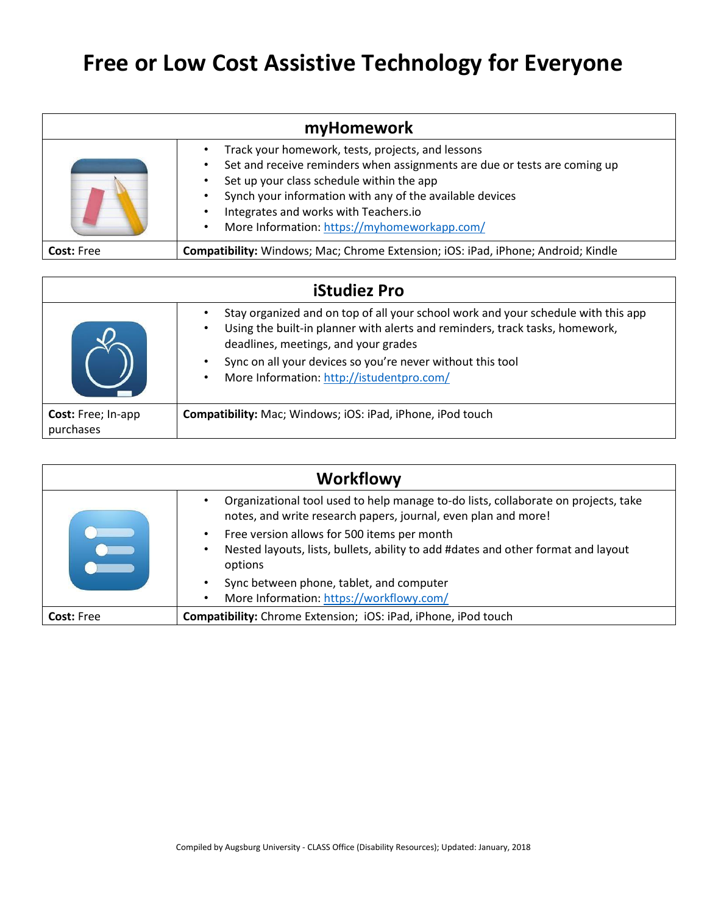# Free or Low Cost Assistive Technology for Everyone

## myHomework

- Track your homework, tests, projects, and lessons
- Set and receive reminders when assignments are due or tests are coming up
- Set up your class schedule within the app
- Synch your information with any of the available devices
- Integrates and works with Teachers.io
- More Information: https://myhomeworkapp.com/

| **Cost:** Free | **Compatibility:** Windows; Mac; Chrome Extension; iOS: iPad, iPhone; Android; Kindle |
|---|---|

## iStudiez Pro

- Stay organized and on top of all your school work and your schedule with this app
- Using the built-in planner with alerts and reminders, track tasks, homework, deadlines, meetings, and your grades
- Sync on all your devices so you're never without this tool
- More Information: http://istudentpro.com/

| **Cost:** Free; In-app purchases | **Compatibility:** Mac; Windows; iOS: iPad, iPhone, iPod touch |
|---|---|

## Workflowy

- Organizational tool used to help manage to-do lists, collaborate on projects, take notes, and write research papers, journal, even plan and more!
- Free version allows for 500 items per month
- Nested layouts, lists, bullets, ability to add #dates and other format and layout options
- Sync between phone, tablet, and computer
- More Information: https://workflowy.com/

| **Cost:** Free | **Compatibility:** Chrome Extension; iOS: iPad, iPhone, iPod touch |
|---|---|

Compiled by Augsburg University - CLASS Office (Disability Resources); Updated: January, 2018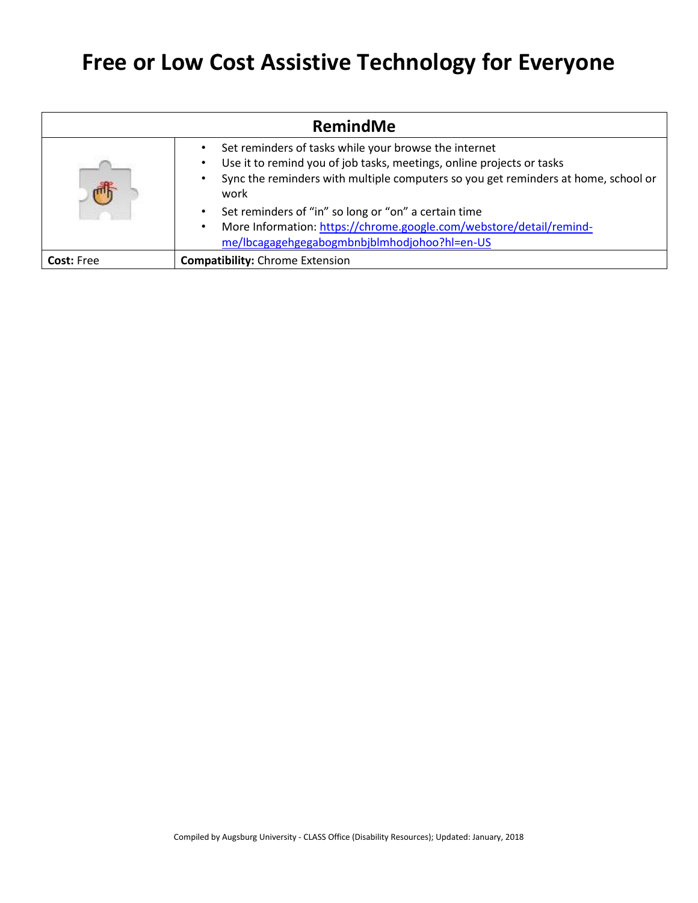# Free or Low Cost Assistive Technology for Everyone

| RemindMe | |
|---|---|
| | • Set reminders of tasks while your browse the internet<br>• Use it to remind you of job tasks, meetings, online projects or tasks<br>• Sync the reminders with multiple computers so you get reminders at home, school or work<br>• Set reminders of "in" so long or "on" a certain time<br>• More Information: https://chrome.google.com/webstore/detail/remind-me/lbcagagehgegabogmbnbjblmhodjohoo?hl=en-US |
| **Cost:** Free | **Compatibility:** Chrome Extension |

Compiled by Augsburg University - CLASS Office (Disability Resources); Updated: January, 2018